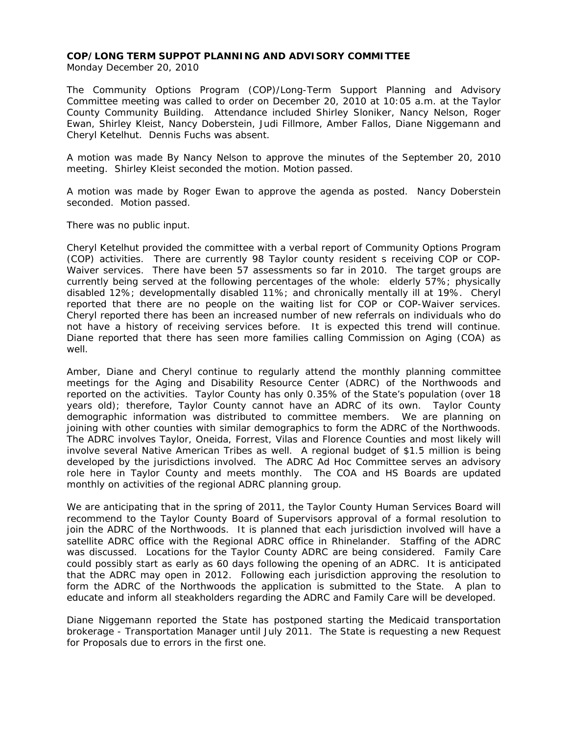**COP/LONG TERM SUPPOT PLANNING AND ADVISORY COMMITTEE**

Monday December 20, 2010

The Community Options Program (COP)/Long-Term Support Planning and Advisory Committee meeting was called to order on December 20, 2010 at 10:05 a.m. at the Taylor County Community Building. Attendance included Shirley Sloniker, Nancy Nelson, Roger Ewan, Shirley Kleist, Nancy Doberstein, Judi Fillmore, Amber Fallos, Diane Niggemann and Cheryl Ketelhut. Dennis Fuchs was absent.

A motion was made By Nancy Nelson to approve the minutes of the September 20, 2010 meeting. Shirley Kleist seconded the motion. Motion passed.

A motion was made by Roger Ewan to approve the agenda as posted. Nancy Doberstein seconded. Motion passed.

There was no public input.

Cheryl Ketelhut provided the committee with a verbal report of Community Options Program (COP) activities. There are currently 98 Taylor county resident s receiving COP or COP-Waiver services. There have been 57 assessments so far in 2010. The target groups are currently being served at the following percentages of the whole: elderly 57%; physically disabled 12%; developmentally disabled 11%; and chronically mentally ill at 19%. Cheryl reported that there are no people on the waiting list for COP or COP-Waiver services. Cheryl reported there has been an increased number of new referrals on individuals who do not have a history of receiving services before. It is expected this trend will continue. Diane reported that there has seen more families calling Commission on Aging (COA) as well.

Amber, Diane and Cheryl continue to regularly attend the monthly planning committee meetings for the Aging and Disability Resource Center (ADRC) of the Northwoods and reported on the activities. Taylor County has only 0.35% of the State's population (over 18 years old); therefore, Taylor County cannot have an ADRC of its own. Taylor County demographic information was distributed to committee members. We are planning on joining with other counties with similar demographics to form the ADRC of the Northwoods. The ADRC involves Taylor, Oneida, Forrest, Vilas and Florence Counties and most likely will involve several Native American Tribes as well. A regional budget of $1.5 million is being developed by the jurisdictions involved. The ADRC Ad Hoc Committee serves an advisory role here in Taylor County and meets monthly. The COA and HS Boards are updated monthly on activities of the regional ADRC planning group.

We are anticipating that in the spring of 2011, the Taylor County Human Services Board will recommend to the Taylor County Board of Supervisors approval of a formal resolution to join the ADRC of the Northwoods. It is planned that each jurisdiction involved will have a satellite ADRC office with the Regional ADRC office in Rhinelander. Staffing of the ADRC was discussed. Locations for the Taylor County ADRC are being considered. Family Care could possibly start as early as 60 days following the opening of an ADRC. It is anticipated that the ADRC may open in 2012. Following each jurisdiction approving the resolution to form the ADRC of the Northwoods the application is submitted to the State. A plan to educate and inform all steakholders regarding the ADRC and Family Care will be developed.

Diane Niggemann reported the State has postponed starting the Medicaid transportation brokerage - Transportation Manager until July 2011. The State is requesting a new Request for Proposals due to errors in the first one.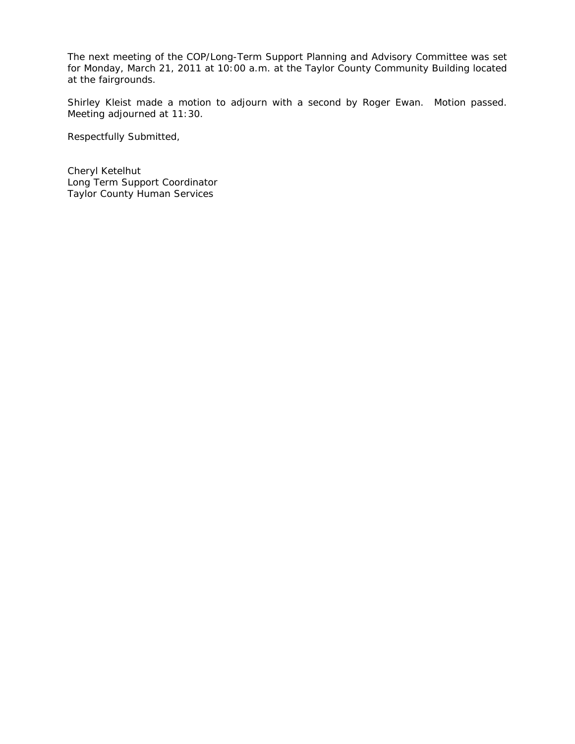The next meeting of the COP/Long-Term Support Planning and Advisory Committee was set for Monday, March 21, 2011 at 10:00 a.m. at the Taylor County Community Building located at the fairgrounds.

Shirley Kleist made a motion to adjourn with a second by Roger Ewan. Motion passed. Meeting adjourned at 11:30.

Respectfully Submitted,

Cheryl Ketelhut
Long Term Support Coordinator
Taylor County Human Services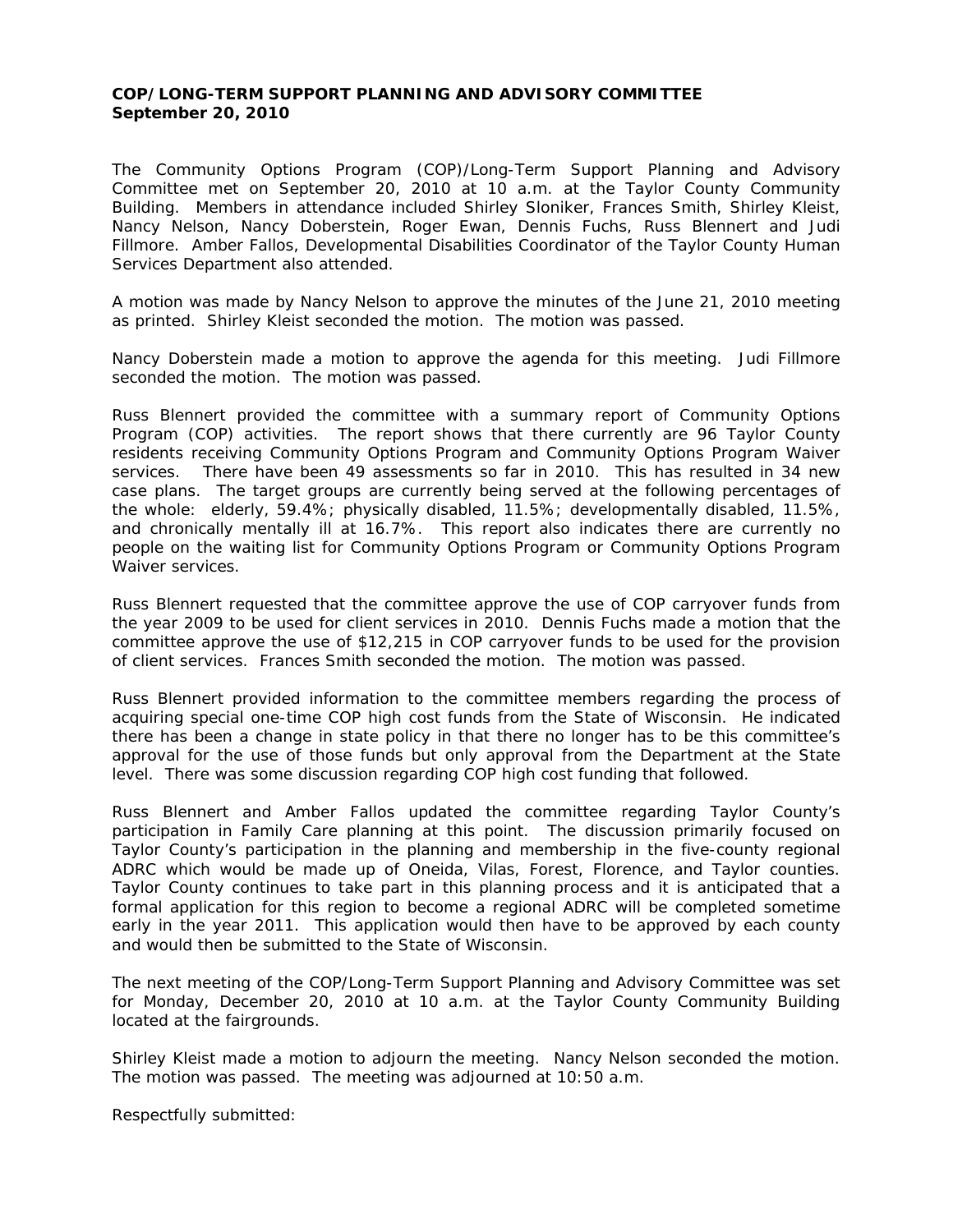**COP/LONG-TERM SUPPORT PLANNING AND ADVISORY COMMITTEE**
**September 20, 2010**

The Community Options Program (COP)/Long-Term Support Planning and Advisory Committee met on September 20, 2010 at 10 a.m. at the Taylor County Community Building. Members in attendance included Shirley Sloniker, Frances Smith, Shirley Kleist, Nancy Nelson, Nancy Doberstein, Roger Ewan, Dennis Fuchs, Russ Blennert and Judi Fillmore. Amber Fallos, Developmental Disabilities Coordinator of the Taylor County Human Services Department also attended.

A motion was made by Nancy Nelson to approve the minutes of the June 21, 2010 meeting as printed. Shirley Kleist seconded the motion. The motion was passed.

Nancy Doberstein made a motion to approve the agenda for this meeting. Judi Fillmore seconded the motion. The motion was passed.

Russ Blennert provided the committee with a summary report of Community Options Program (COP) activities. The report shows that there currently are 96 Taylor County residents receiving Community Options Program and Community Options Program Waiver services. There have been 49 assessments so far in 2010. This has resulted in 34 new case plans. The target groups are currently being served at the following percentages of the whole: elderly, 59.4%; physically disabled, 11.5%; developmentally disabled, 11.5%, and chronically mentally ill at 16.7%. This report also indicates there are currently no people on the waiting list for Community Options Program or Community Options Program Waiver services.

Russ Blennert requested that the committee approve the use of COP carryover funds from the year 2009 to be used for client services in 2010. Dennis Fuchs made a motion that the committee approve the use of $12,215 in COP carryover funds to be used for the provision of client services. Frances Smith seconded the motion. The motion was passed.

Russ Blennert provided information to the committee members regarding the process of acquiring special one-time COP high cost funds from the State of Wisconsin. He indicated there has been a change in state policy in that there no longer has to be this committee's approval for the use of those funds but only approval from the Department at the State level. There was some discussion regarding COP high cost funding that followed.

Russ Blennert and Amber Fallos updated the committee regarding Taylor County's participation in Family Care planning at this point. The discussion primarily focused on Taylor County's participation in the planning and membership in the five-county regional ADRC which would be made up of Oneida, Vilas, Forest, Florence, and Taylor counties. Taylor County continues to take part in this planning process and it is anticipated that a formal application for this region to become a regional ADRC will be completed sometime early in the year 2011. This application would then have to be approved by each county and would then be submitted to the State of Wisconsin.

The next meeting of the COP/Long-Term Support Planning and Advisory Committee was set for Monday, December 20, 2010 at 10 a.m. at the Taylor County Community Building located at the fairgrounds.

Shirley Kleist made a motion to adjourn the meeting. Nancy Nelson seconded the motion. The motion was passed. The meeting was adjourned at 10:50 a.m.

Respectfully submitted: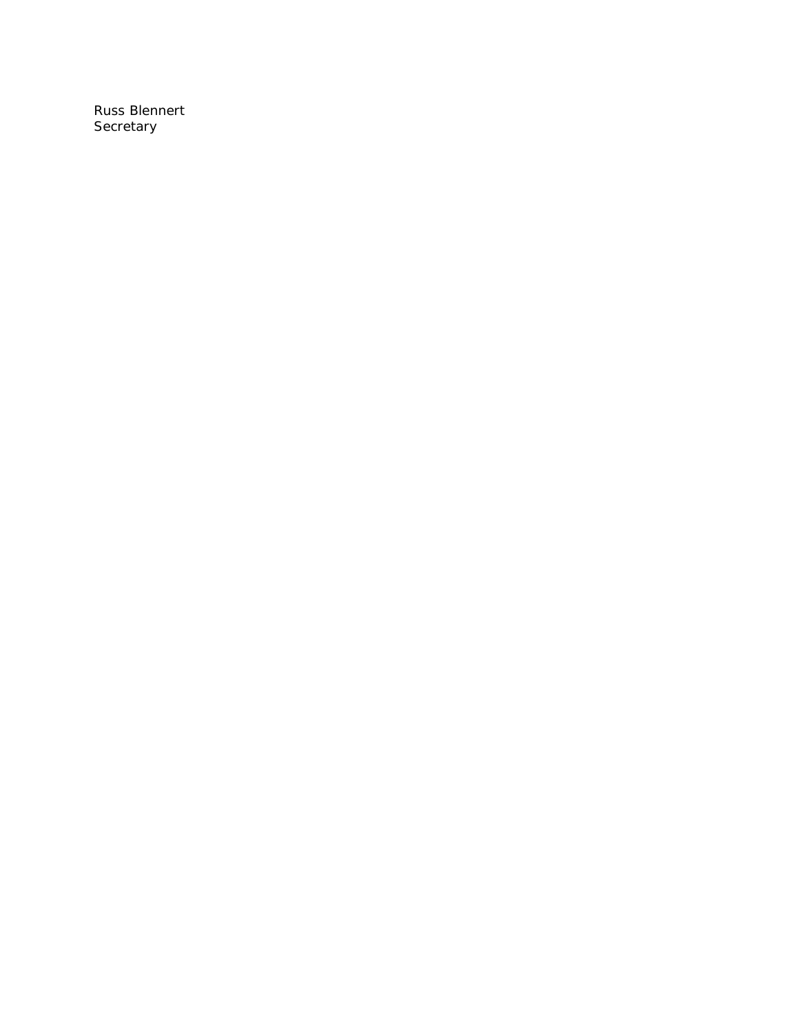Russ Blennert  
Secretary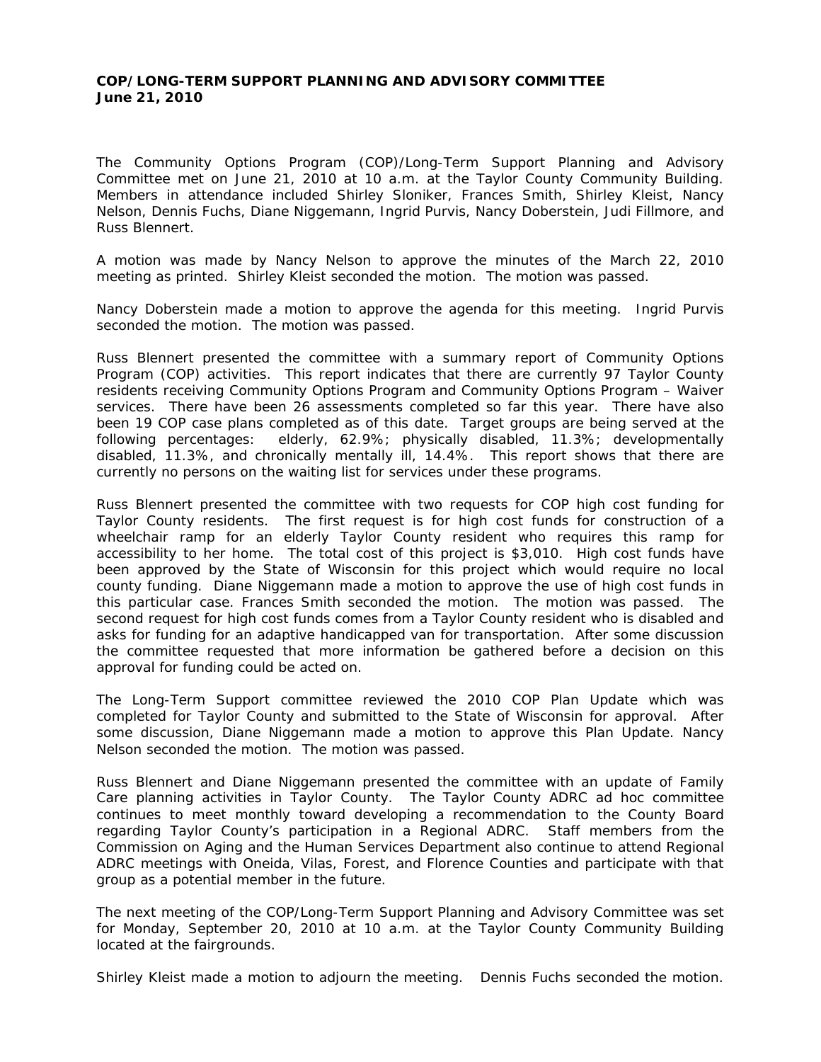**COP/LONG-TERM SUPPORT PLANNING AND ADVISORY COMMITTEE**
**June 21, 2010**

The Community Options Program (COP)/Long-Term Support Planning and Advisory Committee met on June 21, 2010 at 10 a.m. at the Taylor County Community Building. Members in attendance included Shirley Sloniker, Frances Smith, Shirley Kleist, Nancy Nelson, Dennis Fuchs, Diane Niggemann, Ingrid Purvis, Nancy Doberstein, Judi Fillmore, and Russ Blennert.

A motion was made by Nancy Nelson to approve the minutes of the March 22, 2010 meeting as printed. Shirley Kleist seconded the motion. The motion was passed.

Nancy Doberstein made a motion to approve the agenda for this meeting. Ingrid Purvis seconded the motion. The motion was passed.

Russ Blennert presented the committee with a summary report of Community Options Program (COP) activities. This report indicates that there are currently 97 Taylor County residents receiving Community Options Program and Community Options Program – Waiver services. There have been 26 assessments completed so far this year. There have also been 19 COP case plans completed as of this date. Target groups are being served at the following percentages: elderly, 62.9%; physically disabled, 11.3%; developmentally disabled, 11.3%, and chronically mentally ill, 14.4%. This report shows that there are currently no persons on the waiting list for services under these programs.

Russ Blennert presented the committee with two requests for COP high cost funding for Taylor County residents. The first request is for high cost funds for construction of a wheelchair ramp for an elderly Taylor County resident who requires this ramp for accessibility to her home. The total cost of this project is $3,010. High cost funds have been approved by the State of Wisconsin for this project which would require no local county funding. Diane Niggemann made a motion to approve the use of high cost funds in this particular case. Frances Smith seconded the motion. The motion was passed. The second request for high cost funds comes from a Taylor County resident who is disabled and asks for funding for an adaptive handicapped van for transportation. After some discussion the committee requested that more information be gathered before a decision on this approval for funding could be acted on.

The Long-Term Support committee reviewed the 2010 COP Plan Update which was completed for Taylor County and submitted to the State of Wisconsin for approval. After some discussion, Diane Niggemann made a motion to approve this Plan Update. Nancy Nelson seconded the motion. The motion was passed.

Russ Blennert and Diane Niggemann presented the committee with an update of Family Care planning activities in Taylor County. The Taylor County ADRC ad hoc committee continues to meet monthly toward developing a recommendation to the County Board regarding Taylor County's participation in a Regional ADRC. Staff members from the Commission on Aging and the Human Services Department also continue to attend Regional ADRC meetings with Oneida, Vilas, Forest, and Florence Counties and participate with that group as a potential member in the future.

The next meeting of the COP/Long-Term Support Planning and Advisory Committee was set for Monday, September 20, 2010 at 10 a.m. at the Taylor County Community Building located at the fairgrounds.

Shirley Kleist made a motion to adjourn the meeting. Dennis Fuchs seconded the motion.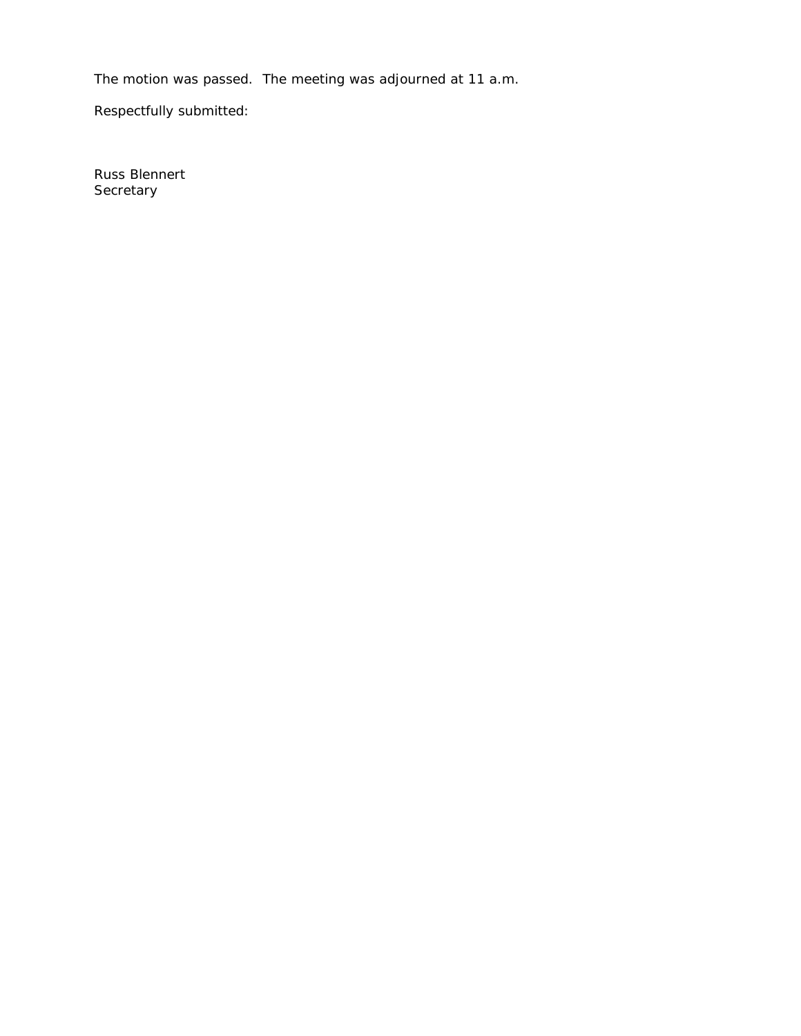The motion was passed. The meeting was adjourned at 11 a.m.

Respectfully submitted:

Russ Blennert
Secretary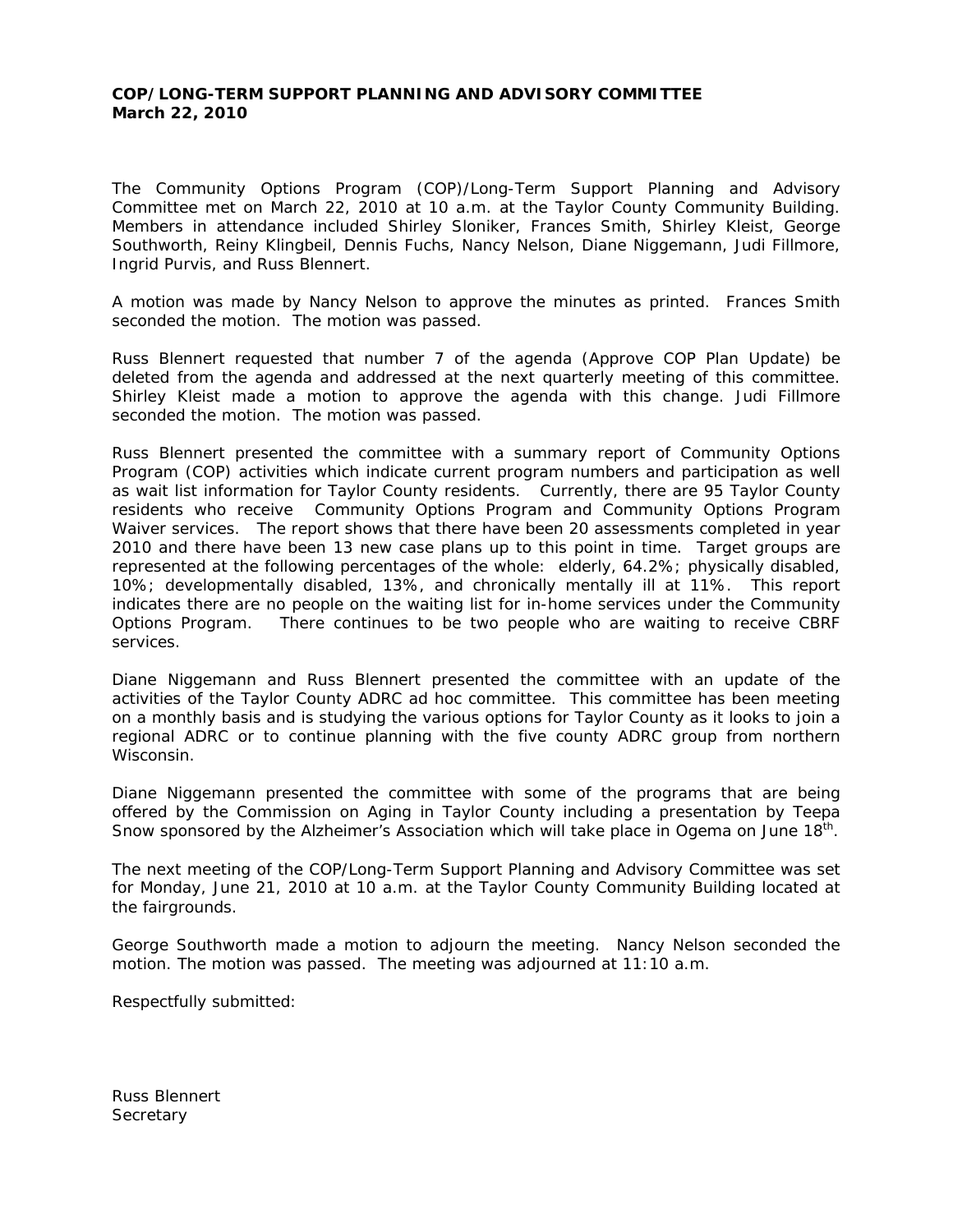**COP/LONG-TERM SUPPORT PLANNING AND ADVISORY COMMITTEE**
**March 22, 2010**

The Community Options Program (COP)/Long-Term Support Planning and Advisory Committee met on March 22, 2010 at 10 a.m. at the Taylor County Community Building. Members in attendance included Shirley Sloniker, Frances Smith, Shirley Kleist, George Southworth, Reiny Klingbeil, Dennis Fuchs, Nancy Nelson, Diane Niggemann, Judi Fillmore, Ingrid Purvis, and Russ Blennert.

A motion was made by Nancy Nelson to approve the minutes as printed. Frances Smith seconded the motion. The motion was passed.

Russ Blennert requested that number 7 of the agenda (Approve COP Plan Update) be deleted from the agenda and addressed at the next quarterly meeting of this committee. Shirley Kleist made a motion to approve the agenda with this change. Judi Fillmore seconded the motion. The motion was passed.

Russ Blennert presented the committee with a summary report of Community Options Program (COP) activities which indicate current program numbers and participation as well as wait list information for Taylor County residents. Currently, there are 95 Taylor County residents who receive Community Options Program and Community Options Program Waiver services. The report shows that there have been 20 assessments completed in year 2010 and there have been 13 new case plans up to this point in time. Target groups are represented at the following percentages of the whole: elderly, 64.2%; physically disabled, 10%; developmentally disabled, 13%, and chronically mentally ill at 11%. This report indicates there are no people on the waiting list for in-home services under the Community Options Program. There continues to be two people who are waiting to receive CBRF services.

Diane Niggemann and Russ Blennert presented the committee with an update of the activities of the Taylor County ADRC ad hoc committee. This committee has been meeting on a monthly basis and is studying the various options for Taylor County as it looks to join a regional ADRC or to continue planning with the five county ADRC group from northern Wisconsin.

Diane Niggemann presented the committee with some of the programs that are being offered by the Commission on Aging in Taylor County including a presentation by Teepa Snow sponsored by the Alzheimer's Association which will take place in Ogema on June 18th.

The next meeting of the COP/Long-Term Support Planning and Advisory Committee was set for Monday, June 21, 2010 at 10 a.m. at the Taylor County Community Building located at the fairgrounds.

George Southworth made a motion to adjourn the meeting. Nancy Nelson seconded the motion. The motion was passed. The meeting was adjourned at 11:10 a.m.

Respectfully submitted:

Russ Blennert
Secretary